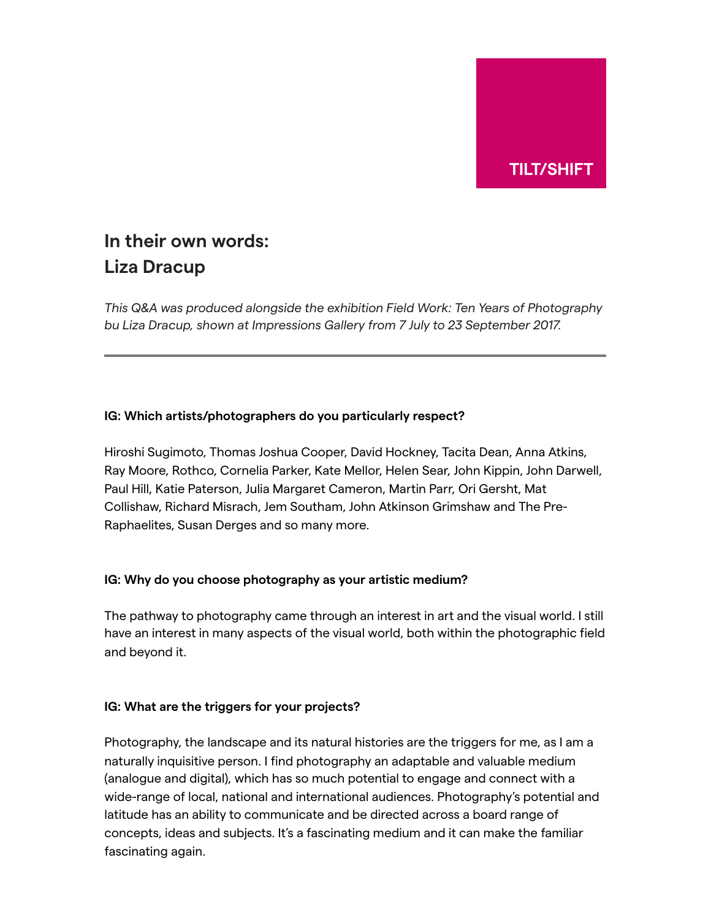TILT/SHIFT

# In their own words: Liza Dracup

*This Q&A was produced alongside the exhibition Field Work: Ten Years of Photography bu Liza Dracup, shown at Impressions Gallery from 7 July to 23 September 2017.*

---

**IG: Which artists/photographers do you particularly respect?**

Hiroshi Sugimoto, Thomas Joshua Cooper, David Hockney, Tacita Dean, Anna Atkins, Ray Moore, Rothco, Cornelia Parker, Kate Mellor, Helen Sear, John Kippin, John Darwell, Paul Hill, Katie Paterson, Julia Margaret Cameron, Martin Parr, Ori Gersht, Mat Collishaw, Richard Misrach, Jem Southam, John Atkinson Grimshaw and The Pre-Raphaelites, Susan Derges and so many more.

**IG: Why do you choose photography as your artistic medium?**

The pathway to photography came through an interest in art and the visual world. I still have an interest in many aspects of the visual world, both within the photographic field and beyond it.

**IG: What are the triggers for your projects?**

Photography, the landscape and its natural histories are the triggers for me, as I am a naturally inquisitive person. I find photography an adaptable and valuable medium (analogue and digital), which has so much potential to engage and connect with a wide-range of local, national and international audiences. Photography's potential and latitude has an ability to communicate and be directed across a board range of concepts, ideas and subjects. It's a fascinating medium and it can make the familiar fascinating again.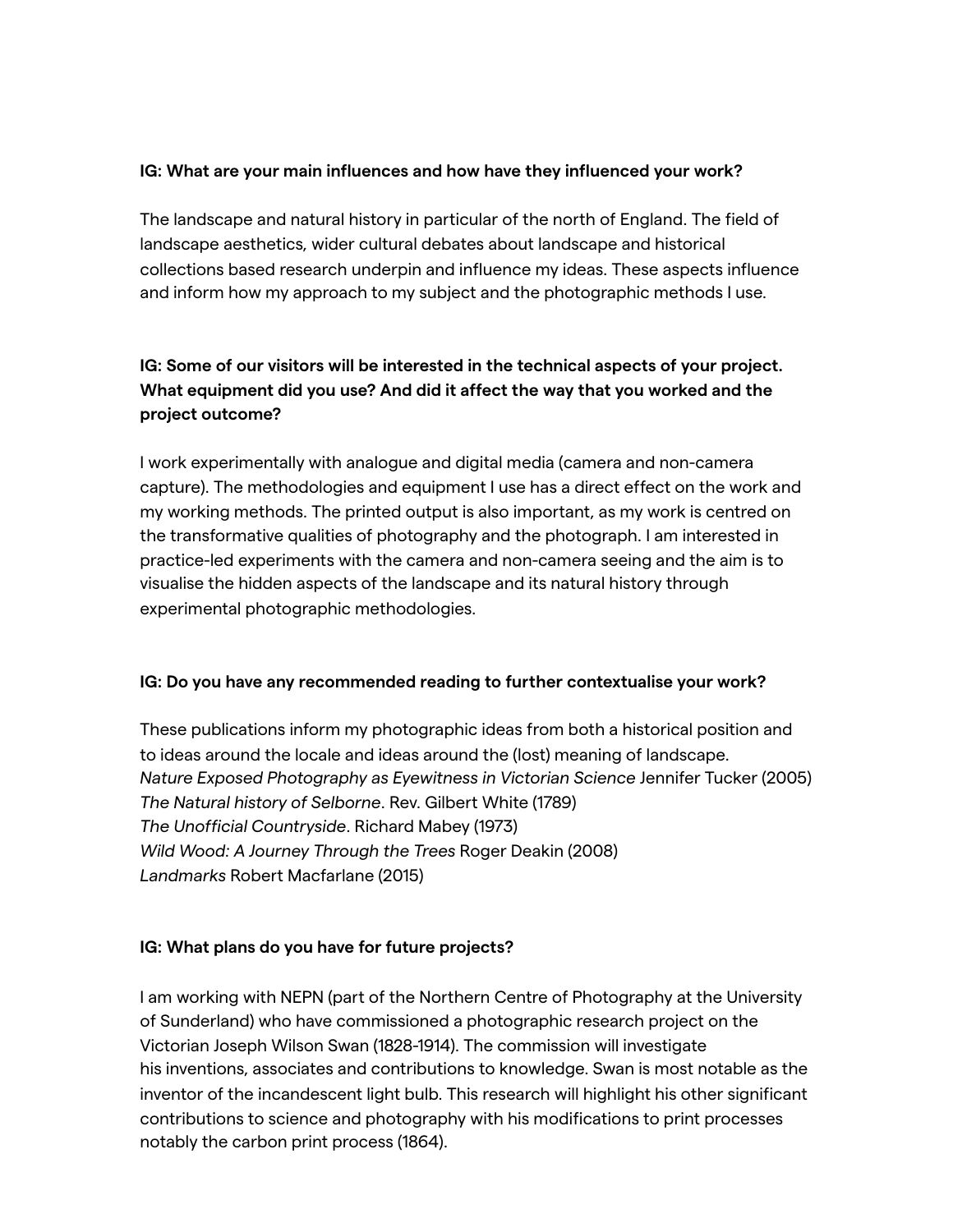**IG: What are your main influences and how have they influenced your work?**

The landscape and natural history in particular of the north of England. The field of landscape aesthetics, wider cultural debates about landscape and historical collections based research underpin and influence my ideas. These aspects influence and inform how my approach to my subject and the photographic methods I use.

**IG: Some of our visitors will be interested in the technical aspects of your project. What equipment did you use? And did it affect the way that you worked and the project outcome?**

I work experimentally with analogue and digital media (camera and non-camera capture). The methodologies and equipment I use has a direct effect on the work and my working methods. The printed output is also important, as my work is centred on the transformative qualities of photography and the photograph. I am interested in practice-led experiments with the camera and non-camera seeing and the aim is to visualise the hidden aspects of the landscape and its natural history through experimental photographic methodologies.

**IG: Do you have any recommended reading to further contextualise your work?**

These publications inform my photographic ideas from both a historical position and to ideas around the locale and ideas around the (lost) meaning of landscape.
*Nature Exposed Photography as Eyewitness in Victorian Science* Jennifer Tucker (2005)
*The Natural history of Selborne*. Rev. Gilbert White (1789)
*The Unofficial Countryside*. Richard Mabey (1973)
*Wild Wood: A Journey Through the Trees* Roger Deakin (2008)
*Landmarks* Robert Macfarlane (2015)

**IG: What plans do you have for future projects?**

I am working with NEPN (part of the Northern Centre of Photography at the University of Sunderland) who have commissioned a photographic research project on the Victorian Joseph Wilson Swan (1828-1914). The commission will investigate his inventions, associates and contributions to knowledge. Swan is most notable as the inventor of the incandescent light bulb. This research will highlight his other significant contributions to science and photography with his modifications to print processes notably the carbon print process (1864).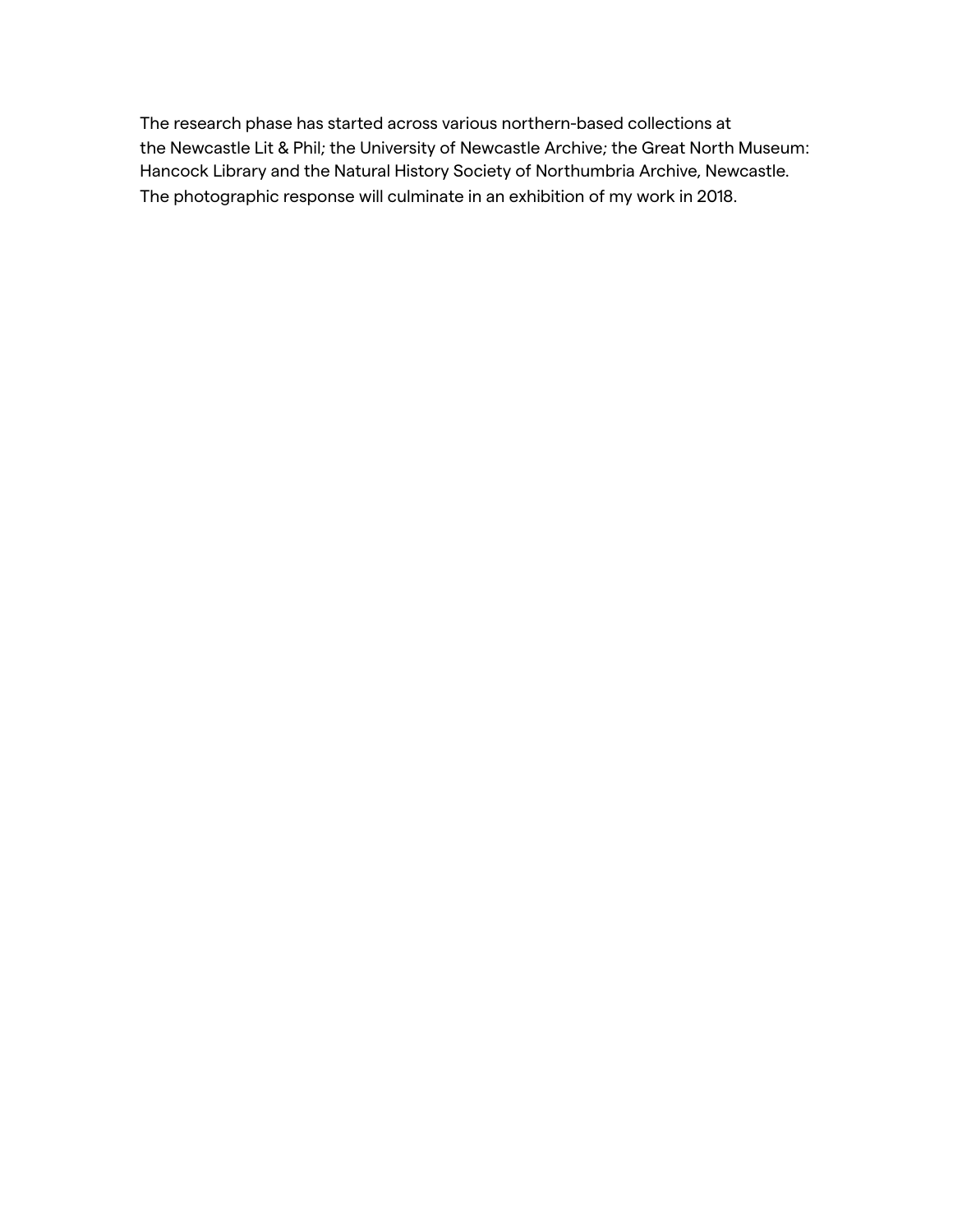The research phase has started across various northern-based collections at the Newcastle Lit & Phil; the University of Newcastle Archive; the Great North Museum: Hancock Library and the Natural History Society of Northumbria Archive, Newcastle. The photographic response will culminate in an exhibition of my work in 2018.